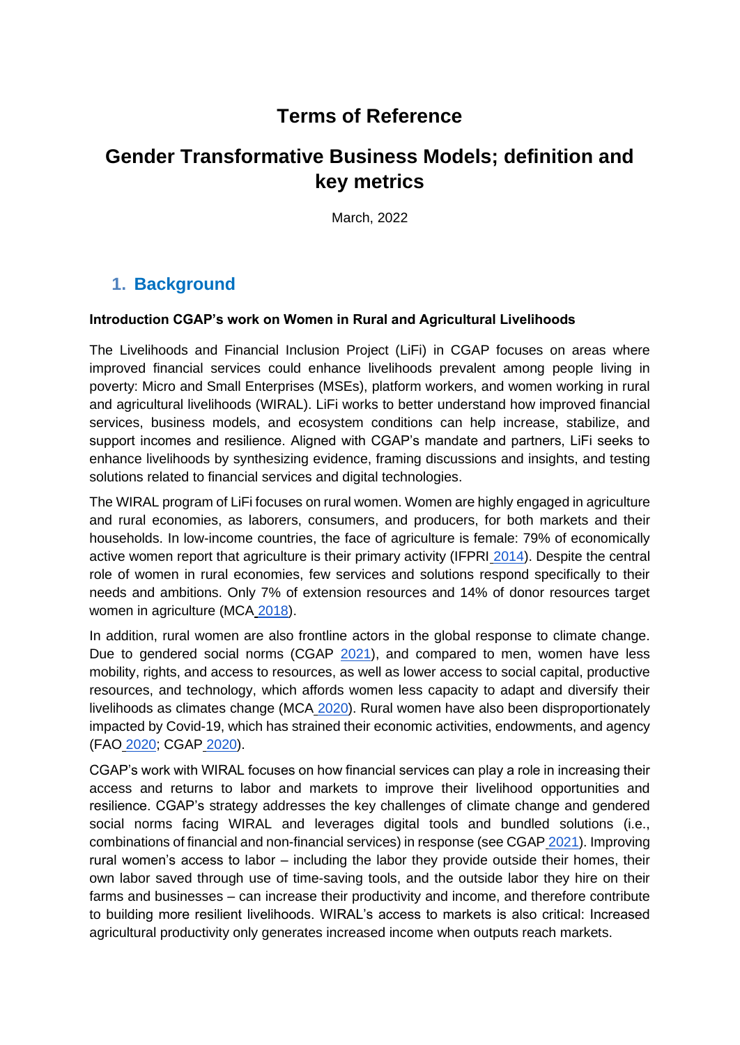# Terms of Reference

# Gender Transformative Business Models; definition and key metrics

March, 2022

## 1. Background

**Introduction CGAP's work on Women in Rural and Agricultural Livelihoods**

The Livelihoods and Financial Inclusion Project (LiFi) in CGAP focuses on areas where improved financial services could enhance livelihoods prevalent among people living in poverty: Micro and Small Enterprises (MSEs), platform workers, and women working in rural and agricultural livelihoods (WIRAL). LiFi works to better understand how improved financial services, business models, and ecosystem conditions can help increase, stabilize, and support incomes and resilience. Aligned with CGAP's mandate and partners, LiFi seeks to enhance livelihoods by synthesizing evidence, framing discussions and insights, and testing solutions related to financial services and digital technologies.

The WIRAL program of LiFi focuses on rural women. Women are highly engaged in agriculture and rural economies, as laborers, consumers, and producers, for both markets and their households. In low-income countries, the face of agriculture is female: 79% of economically active women report that agriculture is their primary activity (IFPRI 2014). Despite the central role of women in rural economies, few services and solutions respond specifically to their needs and ambitions. Only 7% of extension resources and 14% of donor resources target women in agriculture (MCA 2018).

In addition, rural women are also frontline actors in the global response to climate change. Due to gendered social norms (CGAP 2021), and compared to men, women have less mobility, rights, and access to resources, as well as lower access to social capital, productive resources, and technology, which affords women less capacity to adapt and diversify their livelihoods as climates change (MCA 2020). Rural women have also been disproportionately impacted by Covid-19, which has strained their economic activities, endowments, and agency (FAO 2020; CGAP 2020).

CGAP's work with WIRAL focuses on how financial services can play a role in increasing their access and returns to labor and markets to improve their livelihood opportunities and resilience. CGAP's strategy addresses the key challenges of climate change and gendered social norms facing WIRAL and leverages digital tools and bundled solutions (i.e., combinations of financial and non-financial services) in response (see CGAP 2021). Improving rural women's access to labor – including the labor they provide outside their homes, their own labor saved through use of time-saving tools, and the outside labor they hire on their farms and businesses – can increase their productivity and income, and therefore contribute to building more resilient livelihoods. WIRAL's access to markets is also critical: Increased agricultural productivity only generates increased income when outputs reach markets.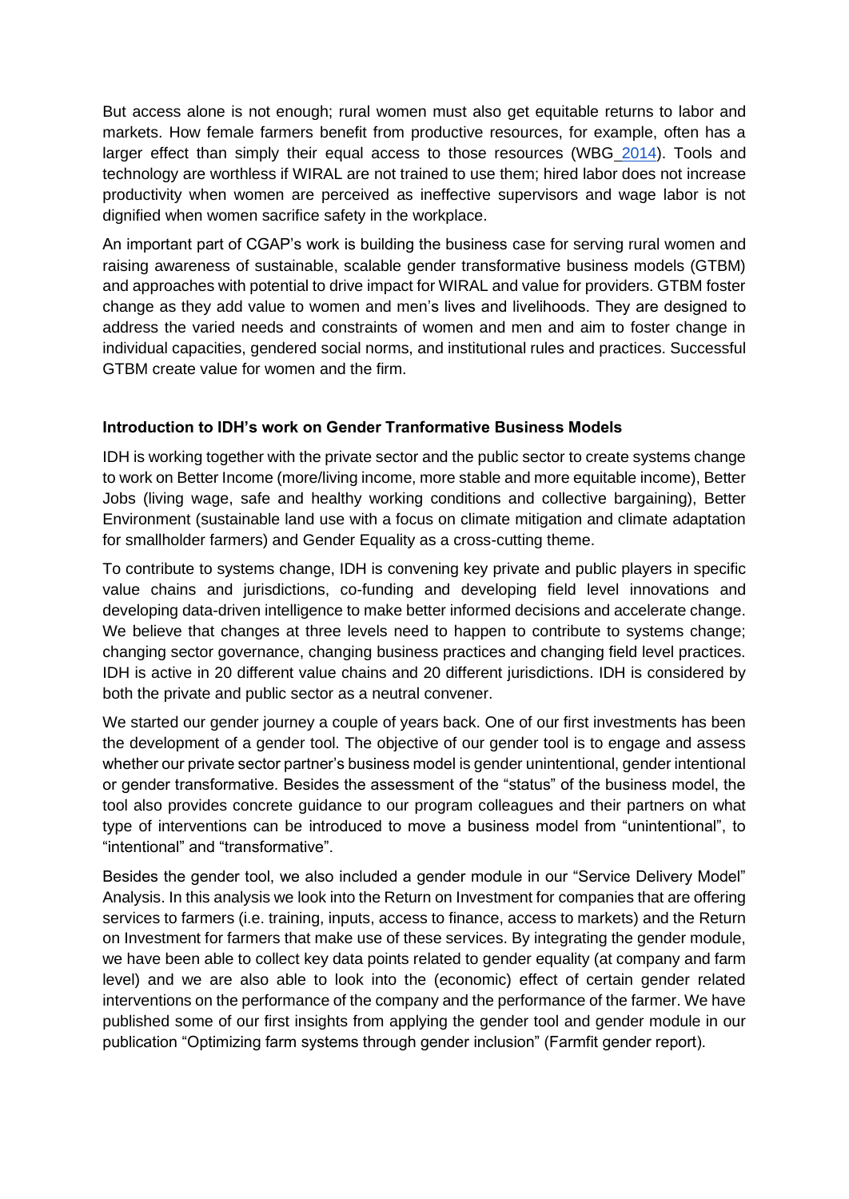But access alone is not enough; rural women must also get equitable returns to labor and markets. How female farmers benefit from productive resources, for example, often has a larger effect than simply their equal access to those resources (WBG 2014). Tools and technology are worthless if WIRAL are not trained to use them; hired labor does not increase productivity when women are perceived as ineffective supervisors and wage labor is not dignified when women sacrifice safety in the workplace.

An important part of CGAP's work is building the business case for serving rural women and raising awareness of sustainable, scalable gender transformative business models (GTBM) and approaches with potential to drive impact for WIRAL and value for providers. GTBM foster change as they add value to women and men's lives and livelihoods. They are designed to address the varied needs and constraints of women and men and aim to foster change in individual capacities, gendered social norms, and institutional rules and practices. Successful GTBM create value for women and the firm.

**Introduction to IDH's work on Gender Tranformative Business Models**

IDH is working together with the private sector and the public sector to create systems change to work on Better Income (more/living income, more stable and more equitable income), Better Jobs (living wage, safe and healthy working conditions and collective bargaining), Better Environment (sustainable land use with a focus on climate mitigation and climate adaptation for smallholder farmers) and Gender Equality as a cross-cutting theme.

To contribute to systems change, IDH is convening key private and public players in specific value chains and jurisdictions, co-funding and developing field level innovations and developing data-driven intelligence to make better informed decisions and accelerate change. We believe that changes at three levels need to happen to contribute to systems change; changing sector governance, changing business practices and changing field level practices. IDH is active in 20 different value chains and 20 different jurisdictions. IDH is considered by both the private and public sector as a neutral convener.

We started our gender journey a couple of years back. One of our first investments has been the development of a gender tool. The objective of our gender tool is to engage and assess whether our private sector partner's business model is gender unintentional, gender intentional or gender transformative. Besides the assessment of the "status" of the business model, the tool also provides concrete guidance to our program colleagues and their partners on what type of interventions can be introduced to move a business model from "unintentional", to "intentional" and "transformative".

Besides the gender tool, we also included a gender module in our "Service Delivery Model" Analysis. In this analysis we look into the Return on Investment for companies that are offering services to farmers (i.e. training, inputs, access to finance, access to markets) and the Return on Investment for farmers that make use of these services. By integrating the gender module, we have been able to collect key data points related to gender equality (at company and farm level) and we are also able to look into the (economic) effect of certain gender related interventions on the performance of the company and the performance of the farmer. We have published some of our first insights from applying the gender tool and gender module in our publication "Optimizing farm systems through gender inclusion" (Farmfit gender report).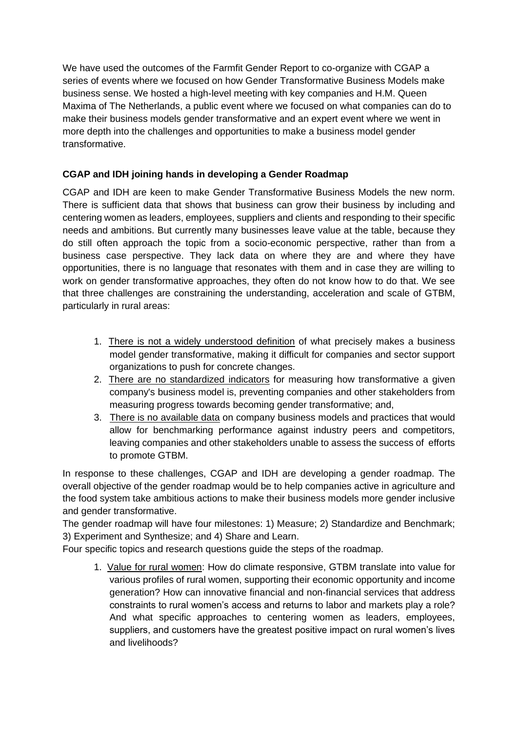We have used the outcomes of the Farmfit Gender Report to co-organize with CGAP a series of events where we focused on how Gender Transformative Business Models make business sense. We hosted a high-level meeting with key companies and H.M. Queen Maxima of The Netherlands, a public event where we focused on what companies can do to make their business models gender transformative and an expert event where we went in more depth into the challenges and opportunities to make a business model gender transformative.

**CGAP and IDH joining hands in developing a Gender Roadmap**

CGAP and IDH are keen to make Gender Transformative Business Models the new norm. There is sufficient data that shows that business can grow their business by including and centering women as leaders, employees, suppliers and clients and responding to their specific needs and ambitions. But currently many businesses leave value at the table, because they do still often approach the topic from a socio-economic perspective, rather than from a business case perspective. They lack data on where they are and where they have opportunities, there is no language that resonates with them and in case they are willing to work on gender transformative approaches, they often do not know how to do that. We see that three challenges are constraining the understanding, acceleration and scale of GTBM, particularly in rural areas:

1. <u>There is not a widely understood definition</u> of what precisely makes a business model gender transformative, making it difficult for companies and sector support organizations to push for concrete changes.
2. <u>There are no standardized indicators</u> for measuring how transformative a given company's business model is, preventing companies and other stakeholders from measuring progress towards becoming gender transformative; and,
3. <u>There is no available data</u> on company business models and practices that would allow for benchmarking performance against industry peers and competitors, leaving companies and other stakeholders unable to assess the success of efforts to promote GTBM.

In response to these challenges, CGAP and IDH are developing a gender roadmap. The overall objective of the gender roadmap would be to help companies active in agriculture and the food system take ambitious actions to make their business models more gender inclusive and gender transformative.

The gender roadmap will have four milestones: 1) Measure; 2) Standardize and Benchmark; 3) Experiment and Synthesize; and 4) Share and Learn.

Four specific topics and research questions guide the steps of the roadmap.

1. <u>Value for rural women</u>: How do climate responsive, GTBM translate into value for various profiles of rural women, supporting their economic opportunity and income generation? How can innovative financial and non-financial services that address constraints to rural women's access and returns to labor and markets play a role? And what specific approaches to centering women as leaders, employees, suppliers, and customers have the greatest positive impact on rural women's lives and livelihoods?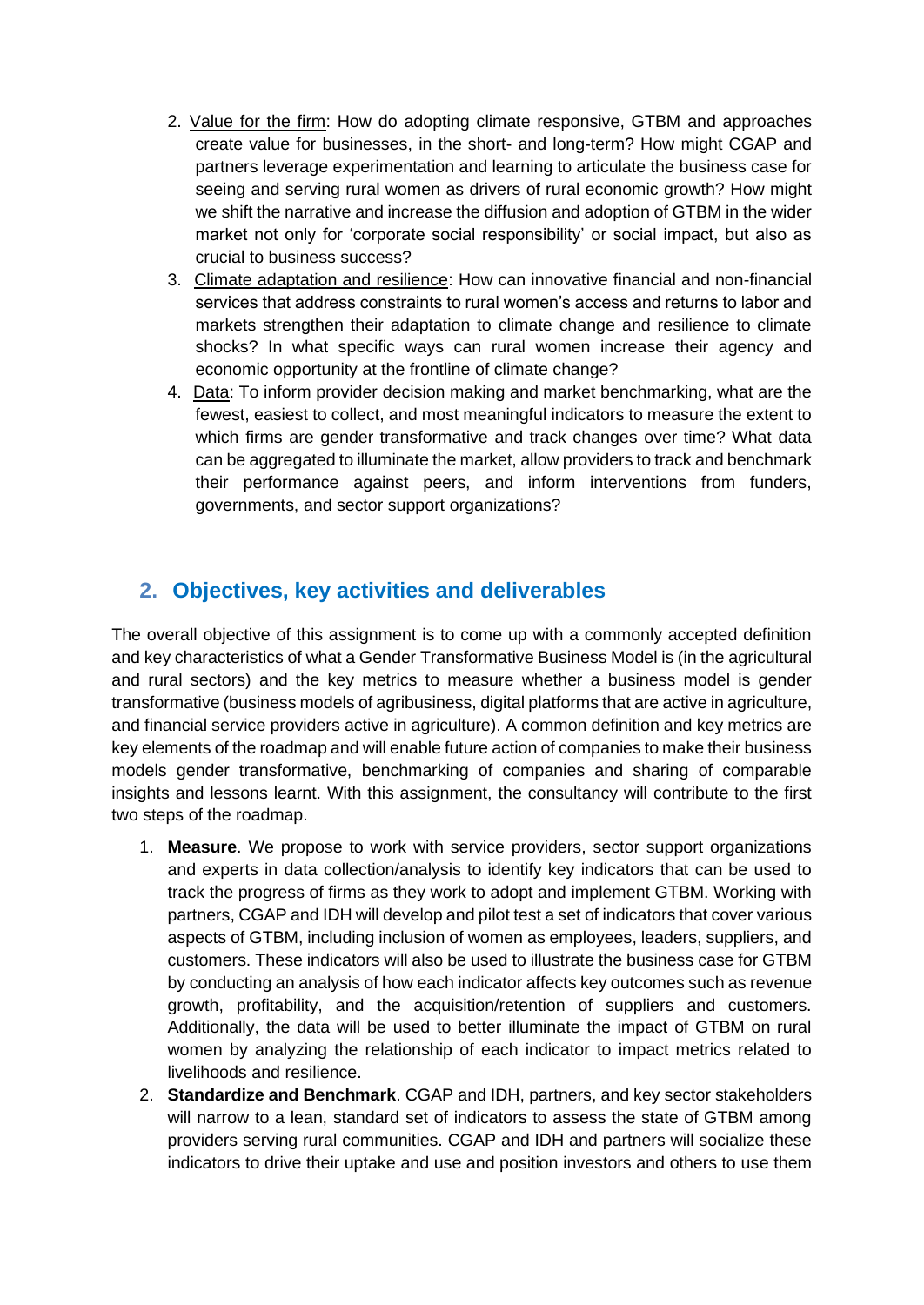2. Value for the firm: How do adopting climate responsive, GTBM and approaches create value for businesses, in the short- and long-term? How might CGAP and partners leverage experimentation and learning to articulate the business case for seeing and serving rural women as drivers of rural economic growth? How might we shift the narrative and increase the diffusion and adoption of GTBM in the wider market not only for 'corporate social responsibility' or social impact, but also as crucial to business success?
3. Climate adaptation and resilience: How can innovative financial and non-financial services that address constraints to rural women's access and returns to labor and markets strengthen their adaptation to climate change and resilience to climate shocks? In what specific ways can rural women increase their agency and economic opportunity at the frontline of climate change?
4. Data: To inform provider decision making and market benchmarking, what are the fewest, easiest to collect, and most meaningful indicators to measure the extent to which firms are gender transformative and track changes over time? What data can be aggregated to illuminate the market, allow providers to track and benchmark their performance against peers, and inform interventions from funders, governments, and sector support organizations?

## 2. Objectives, key activities and deliverables

The overall objective of this assignment is to come up with a commonly accepted definition and key characteristics of what a Gender Transformative Business Model is (in the agricultural and rural sectors) and the key metrics to measure whether a business model is gender transformative (business models of agribusiness, digital platforms that are active in agriculture, and financial service providers active in agriculture). A common definition and key metrics are key elements of the roadmap and will enable future action of companies to make their business models gender transformative, benchmarking of companies and sharing of comparable insights and lessons learnt. With this assignment, the consultancy will contribute to the first two steps of the roadmap.

1. **Measure**. We propose to work with service providers, sector support organizations and experts in data collection/analysis to identify key indicators that can be used to track the progress of firms as they work to adopt and implement GTBM. Working with partners, CGAP and IDH will develop and pilot test a set of indicators that cover various aspects of GTBM, including inclusion of women as employees, leaders, suppliers, and customers. These indicators will also be used to illustrate the business case for GTBM by conducting an analysis of how each indicator affects key outcomes such as revenue growth, profitability, and the acquisition/retention of suppliers and customers. Additionally, the data will be used to better illuminate the impact of GTBM on rural women by analyzing the relationship of each indicator to impact metrics related to livelihoods and resilience.
2. **Standardize and Benchmark**. CGAP and IDH, partners, and key sector stakeholders will narrow to a lean, standard set of indicators to assess the state of GTBM among providers serving rural communities. CGAP and IDH and partners will socialize these indicators to drive their uptake and use and position investors and others to use them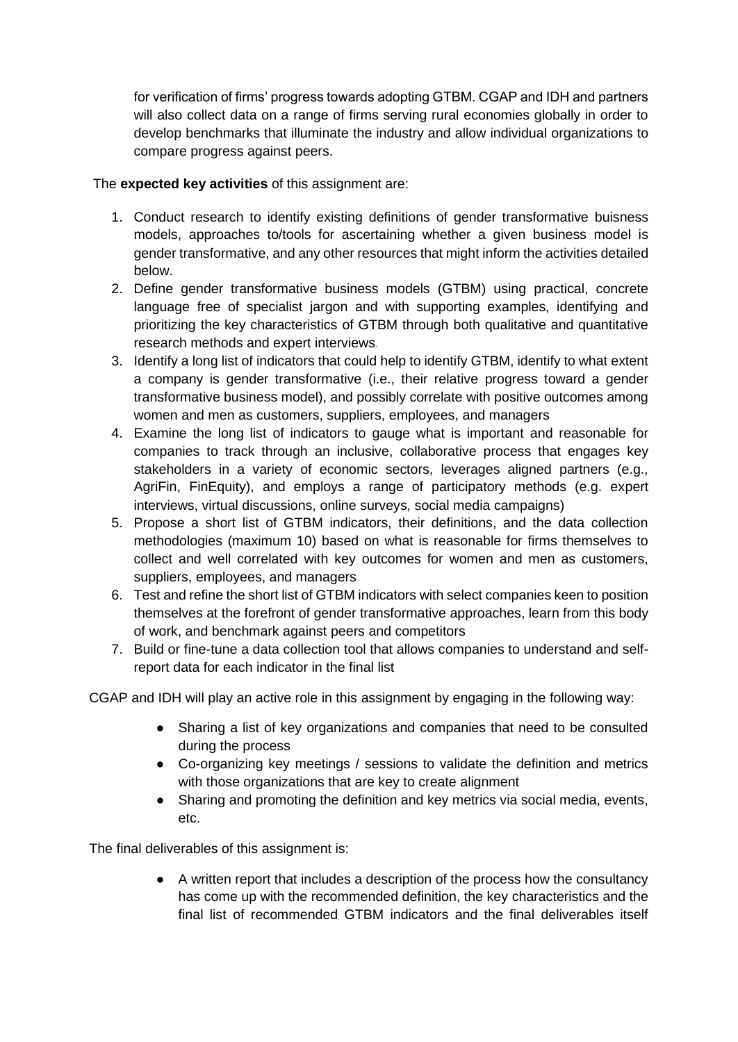for verification of firms' progress towards adopting GTBM. CGAP and IDH and partners will also collect data on a range of firms serving rural economies globally in order to develop benchmarks that illuminate the industry and allow individual organizations to compare progress against peers.

The **expected key activities** of this assignment are:

1. Conduct research to identify existing definitions of gender transformative buisness models, approaches to/tools for ascertaining whether a given business model is gender transformative, and any other resources that might inform the activities detailed below.
2. Define gender transformative business models (GTBM) using practical, concrete language free of specialist jargon and with supporting examples, identifying and prioritizing the key characteristics of GTBM through both qualitative and quantitative research methods and expert interviews.
3. Identify a long list of indicators that could help to identify GTBM, identify to what extent a company is gender transformative (i.e., their relative progress toward a gender transformative business model), and possibly correlate with positive outcomes among women and men as customers, suppliers, employees, and managers
4. Examine the long list of indicators to gauge what is important and reasonable for companies to track through an inclusive, collaborative process that engages key stakeholders in a variety of economic sectors, leverages aligned partners (e.g., AgriFin, FinEquity), and employs a range of participatory methods (e.g. expert interviews, virtual discussions, online surveys, social media campaigns)
5. Propose a short list of GTBM indicators, their definitions, and the data collection methodologies (maximum 10) based on what is reasonable for firms themselves to collect and well correlated with key outcomes for women and men as customers, suppliers, employees, and managers
6. Test and refine the short list of GTBM indicators with select companies keen to position themselves at the forefront of gender transformative approaches, learn from this body of work, and benchmark against peers and competitors
7. Build or fine-tune a data collection tool that allows companies to understand and self-report data for each indicator in the final list

CGAP and IDH will play an active role in this assignment by engaging in the following way:

- Sharing a list of key organizations and companies that need to be consulted during the process
- Co-organizing key meetings / sessions to validate the definition and metrics with those organizations that are key to create alignment
- Sharing and promoting the definition and key metrics via social media, events, etc.

The final deliverables of this assignment is:

- A written report that includes a description of the process how the consultancy has come up with the recommended definition, the key characteristics and the final list of recommended GTBM indicators and the final deliverables itself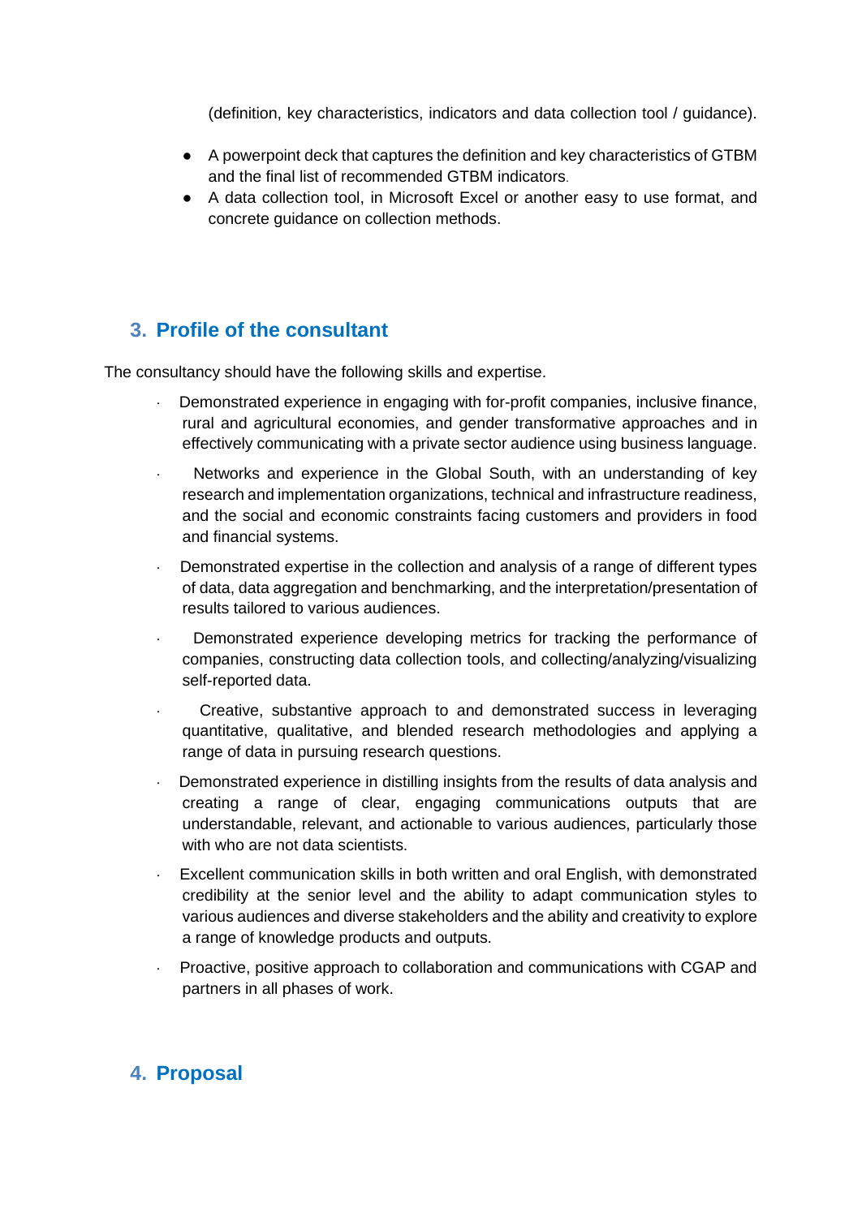(definition, key characteristics, indicators and data collection tool / guidance).

- A powerpoint deck that captures the definition and key characteristics of GTBM and the final list of recommended GTBM indicators.
- A data collection tool, in Microsoft Excel or another easy to use format, and concrete guidance on collection methods.

## 3. Profile of the consultant

The consultancy should have the following skills and expertise.

- Demonstrated experience in engaging with for-profit companies, inclusive finance, rural and agricultural economies, and gender transformative approaches and in effectively communicating with a private sector audience using business language.
- Networks and experience in the Global South, with an understanding of key research and implementation organizations, technical and infrastructure readiness, and the social and economic constraints facing customers and providers in food and financial systems.
- Demonstrated expertise in the collection and analysis of a range of different types of data, data aggregation and benchmarking, and the interpretation/presentation of results tailored to various audiences.
- Demonstrated experience developing metrics for tracking the performance of companies, constructing data collection tools, and collecting/analyzing/visualizing self-reported data.
- Creative, substantive approach to and demonstrated success in leveraging quantitative, qualitative, and blended research methodologies and applying a range of data in pursuing research questions.
- Demonstrated experience in distilling insights from the results of data analysis and creating a range of clear, engaging communications outputs that are understandable, relevant, and actionable to various audiences, particularly those with who are not data scientists.
- Excellent communication skills in both written and oral English, with demonstrated credibility at the senior level and the ability to adapt communication styles to various audiences and diverse stakeholders and the ability and creativity to explore a range of knowledge products and outputs.
- Proactive, positive approach to collaboration and communications with CGAP and partners in all phases of work.

## 4. Proposal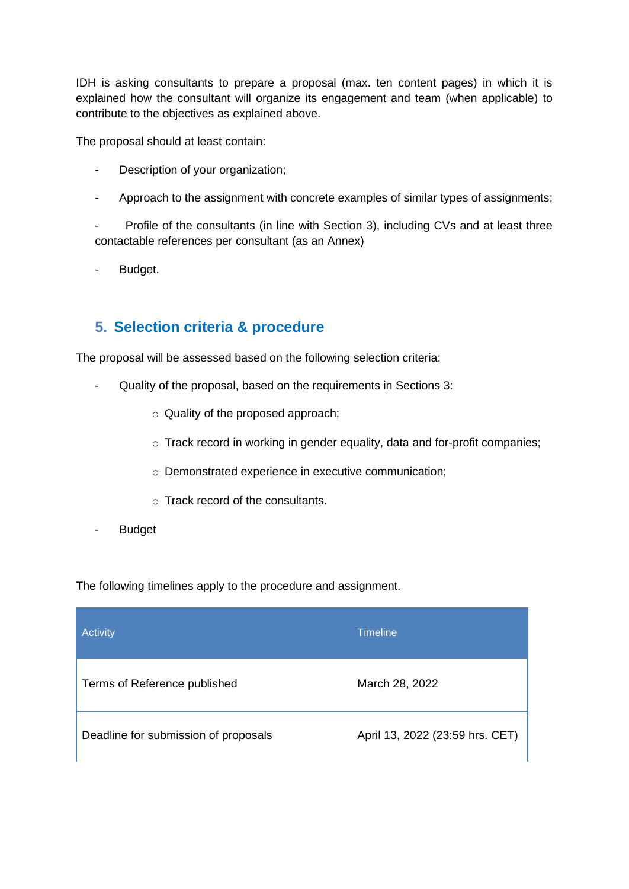IDH is asking consultants to prepare a proposal (max. ten content pages) in which it is explained how the consultant will organize its engagement and team (when applicable) to contribute to the objectives as explained above.

The proposal should at least contain:

- Description of your organization;
- Approach to the assignment with concrete examples of similar types of assignments;
- Profile of the consultants (in line with Section 3), including CVs and at least three contactable references per consultant (as an Annex)
- Budget.

## 5. Selection criteria & procedure

The proposal will be assessed based on the following selection criteria:

- Quality of the proposal, based on the requirements in Sections 3:
  - Quality of the proposed approach;
  - Track record in working in gender equality, data and for-profit companies;
  - Demonstrated experience in executive communication;
  - Track record of the consultants.
- Budget

The following timelines apply to the procedure and assignment.

| Activity | Timeline |
| --- | --- |
| Terms of Reference published | March 28, 2022 |
| Deadline for submission of proposals | April 13, 2022 (23:59 hrs. CET) |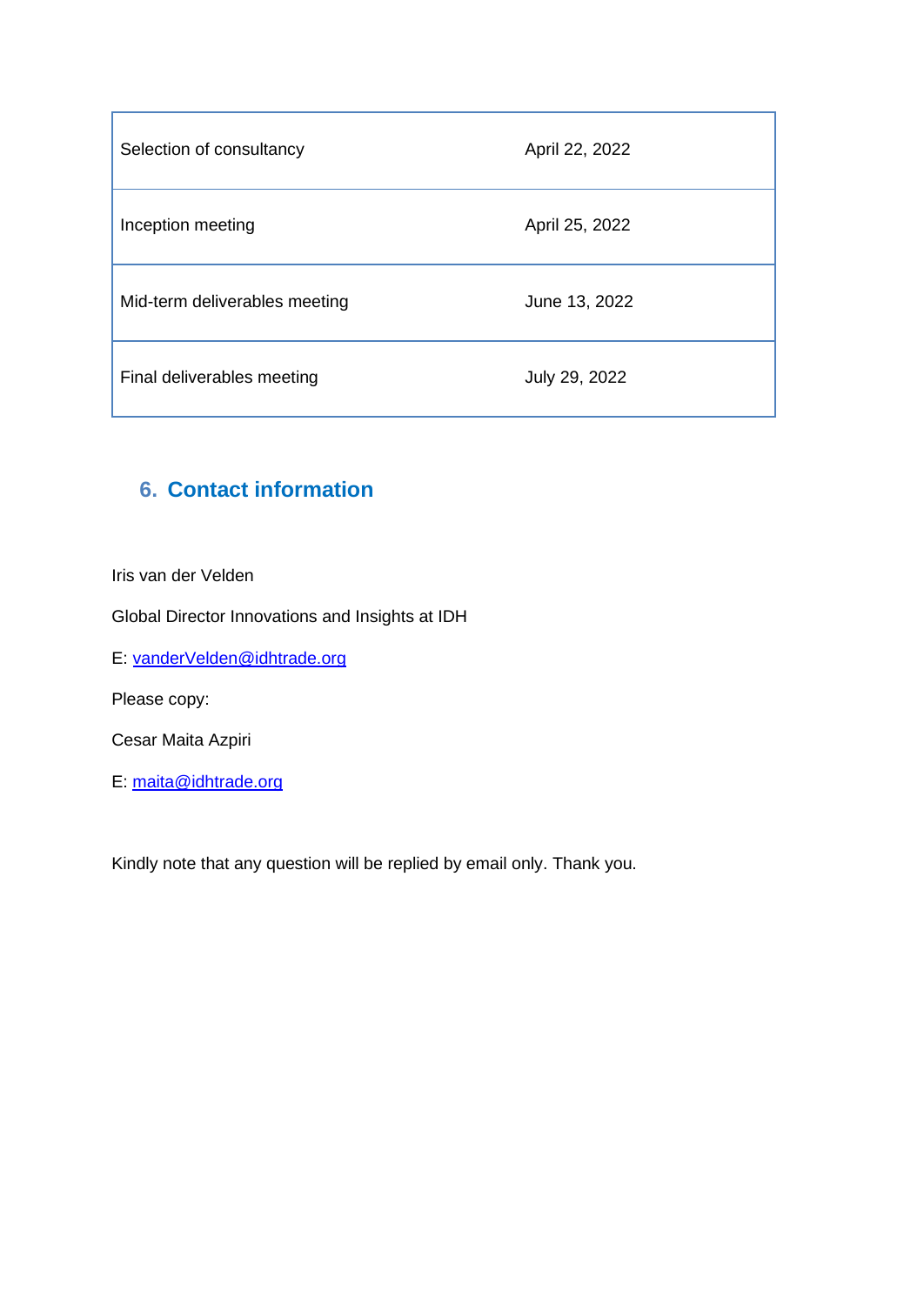| | |
|---|---|
| Selection of consultancy | April 22, 2022 |
| Inception meeting | April 25, 2022 |
| Mid-term deliverables meeting | June 13, 2022 |
| Final deliverables meeting | July 29, 2022 |

## 6. Contact information

Iris van der Velden

Global Director Innovations and Insights at IDH

E: vanderVelden@idhtrade.org

Please copy:

Cesar Maita Azpiri

E: maita@idhtrade.org

Kindly note that any question will be replied by email only. Thank you.